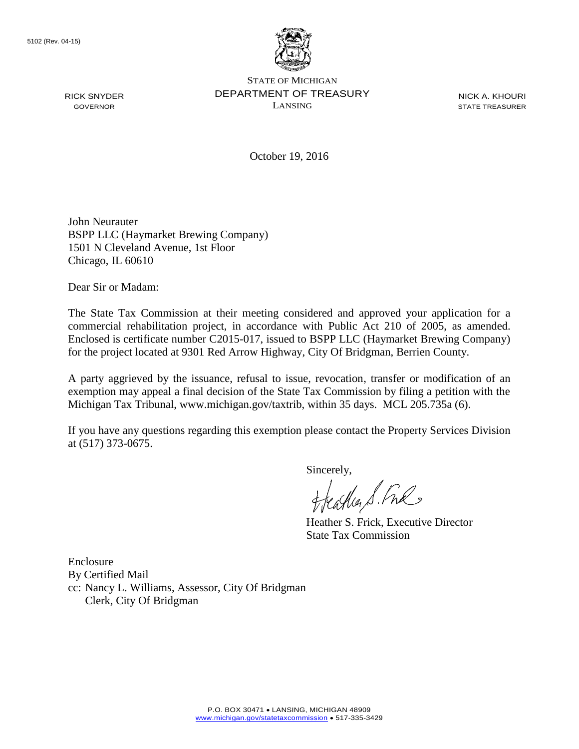5102 (Rev. 04-15)

STATE OF MICHIGAN
DEPARTMENT OF TREASURY
LANSING

RICK SNYDER
GOVERNOR

NICK A. KHOURI
STATE TREASURER

October 19, 2016

John Neurauter
BSPP LLC (Haymarket Brewing Company)
1501 N Cleveland Avenue, 1st Floor
Chicago, IL 60610

Dear Sir or Madam:

The State Tax Commission at their meeting considered and approved your application for a commercial rehabilitation project, in accordance with Public Act 210 of 2005, as amended. Enclosed is certificate number C2015-017, issued to BSPP LLC (Haymarket Brewing Company) for the project located at 9301 Red Arrow Highway, City Of Bridgman, Berrien County.

A party aggrieved by the issuance, refusal to issue, revocation, transfer or modification of an exemption may appeal a final decision of the State Tax Commission by filing a petition with the Michigan Tax Tribunal, www.michigan.gov/taxtrib, within 35 days. MCL 205.735a (6).

If you have any questions regarding this exemption please contact the Property Services Division at (517) 373-0675.

Sincerely,

Heather S. Frick, Executive Director
State Tax Commission

Enclosure
By Certified Mail
cc: Nancy L. Williams, Assessor, City Of Bridgman
Clerk, City Of Bridgman

P.O. BOX 30471 • LANSING, MICHIGAN 48909
www.michigan.gov/statetaxcommission • 517-335-3429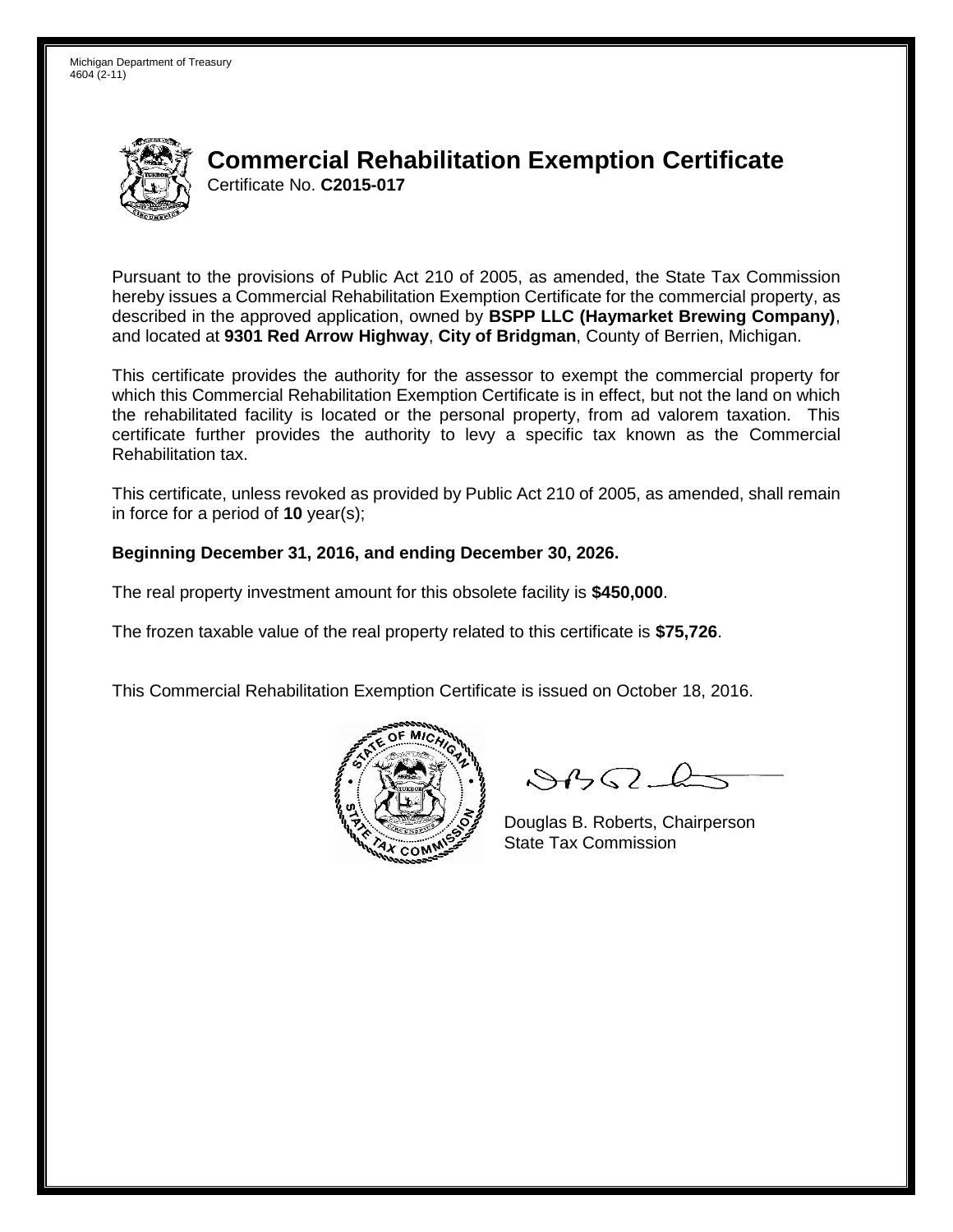Michigan Department of Treasury
4604 (2-11)

# Commercial Rehabilitation Exemption Certificate

Certificate No. **C2015-017**

Pursuant to the provisions of Public Act 210 of 2005, as amended, the State Tax Commission hereby issues a Commercial Rehabilitation Exemption Certificate for the commercial property, as described in the approved application, owned by **BSPP LLC (Haymarket Brewing Company)**, and located at **9301 Red Arrow Highway**, **City of Bridgman**, County of Berrien, Michigan.

This certificate provides the authority for the assessor to exempt the commercial property for which this Commercial Rehabilitation Exemption Certificate is in effect, but not the land on which the rehabilitated facility is located or the personal property, from ad valorem taxation. This certificate further provides the authority to levy a specific tax known as the Commercial Rehabilitation tax.

This certificate, unless revoked as provided by Public Act 210 of 2005, as amended, shall remain in force for a period of **10** year(s);

**Beginning December 31, 2016, and ending December 30, 2026.**

The real property investment amount for this obsolete facility is **$450,000**.

The frozen taxable value of the real property related to this certificate is **$75,726**.

This Commercial Rehabilitation Exemption Certificate is issued on October 18, 2016.

Douglas B. Roberts, Chairperson
State Tax Commission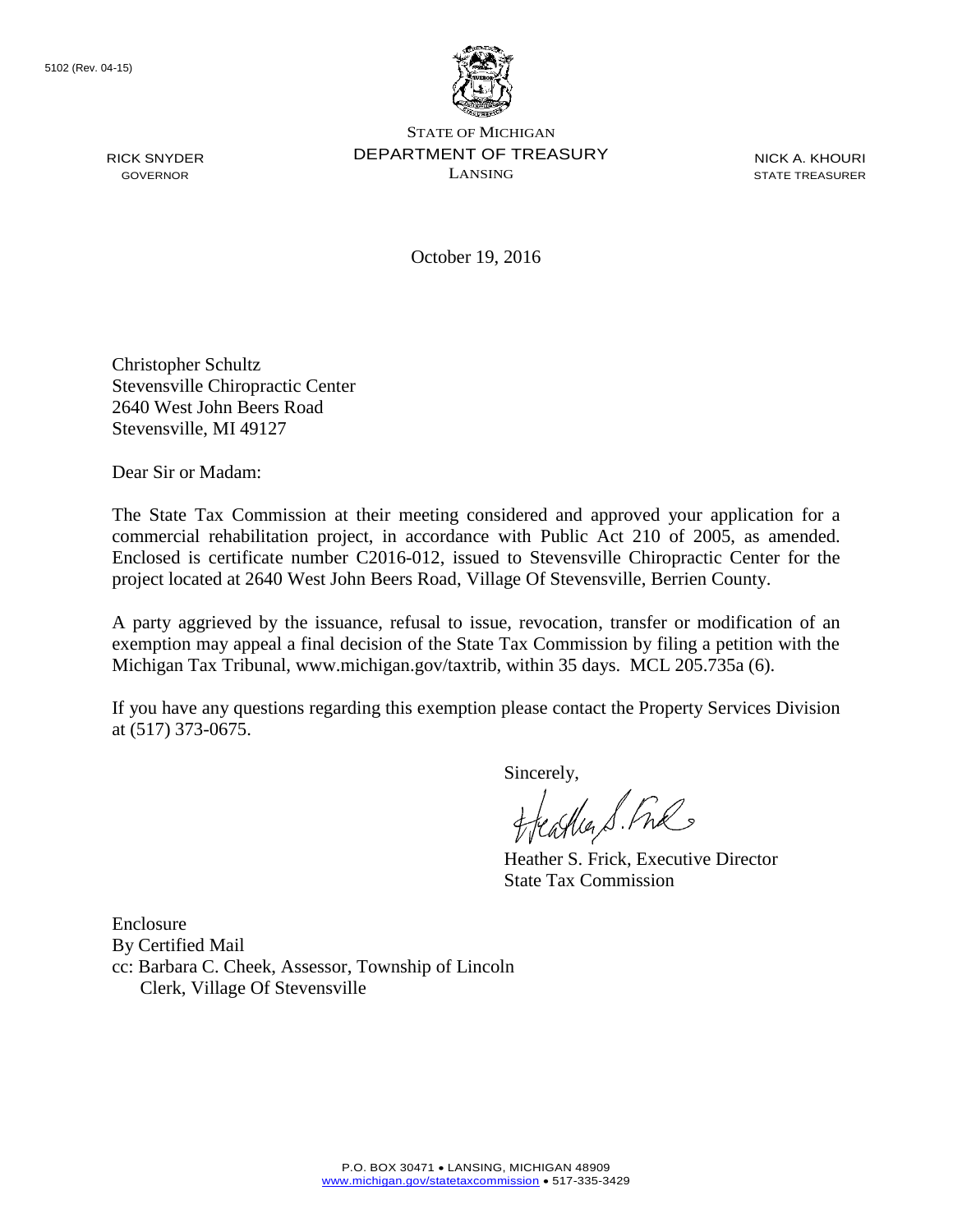5102 (Rev. 04-15)

STATE OF MICHIGAN
DEPARTMENT OF TREASURY
LANSING

RICK SNYDER
GOVERNOR

NICK A. KHOURI
STATE TREASURER

October 19, 2016

Christopher Schultz
Stevensville Chiropractic Center
2640 West John Beers Road
Stevensville, MI 49127

Dear Sir or Madam:

The State Tax Commission at their meeting considered and approved your application for a commercial rehabilitation project, in accordance with Public Act 210 of 2005, as amended. Enclosed is certificate number C2016-012, issued to Stevensville Chiropractic Center for the project located at 2640 West John Beers Road, Village Of Stevensville, Berrien County.

A party aggrieved by the issuance, refusal to issue, revocation, transfer or modification of an exemption may appeal a final decision of the State Tax Commission by filing a petition with the Michigan Tax Tribunal, www.michigan.gov/taxtrib, within 35 days. MCL 205.735a (6).

If you have any questions regarding this exemption please contact the Property Services Division at (517) 373-0675.

Sincerely,

Heather S. Frick, Executive Director
State Tax Commission

Enclosure
By Certified Mail
cc: Barbara C. Cheek, Assessor, Township of Lincoln
Clerk, Village Of Stevensville

P.O. BOX 30471 • LANSING, MICHIGAN 48909
www.michigan.gov/statetaxcommission • 517-335-3429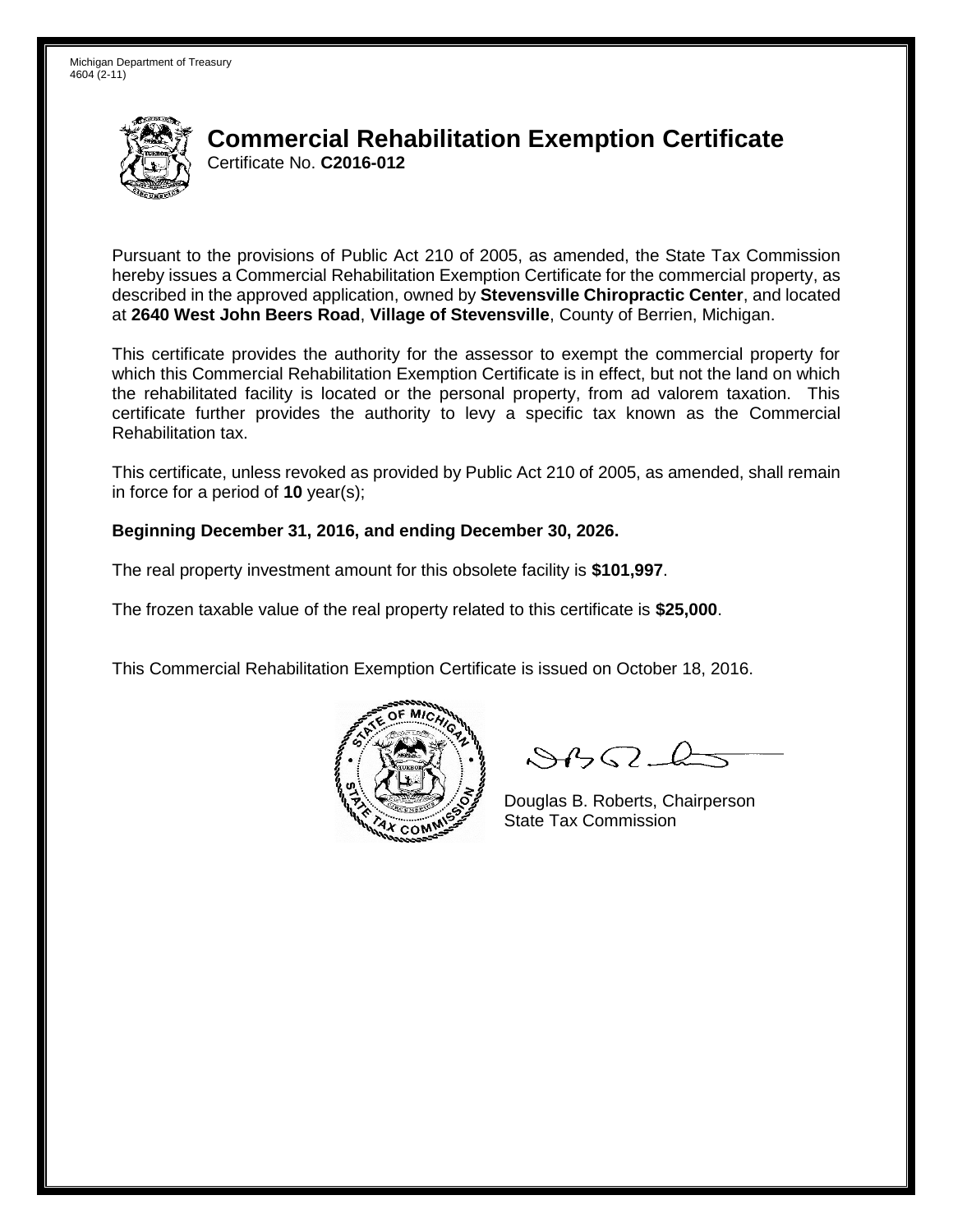Michigan Department of Treasury
4604 (2-11)

# Commercial Rehabilitation Exemption Certificate

Certificate No. **C2016-012**

Pursuant to the provisions of Public Act 210 of 2005, as amended, the State Tax Commission hereby issues a Commercial Rehabilitation Exemption Certificate for the commercial property, as described in the approved application, owned by **Stevensville Chiropractic Center**, and located at **2640 West John Beers Road**, **Village of Stevensville**, County of Berrien, Michigan.

This certificate provides the authority for the assessor to exempt the commercial property for which this Commercial Rehabilitation Exemption Certificate is in effect, but not the land on which the rehabilitated facility is located or the personal property, from ad valorem taxation. This certificate further provides the authority to levy a specific tax known as the Commercial Rehabilitation tax.

This certificate, unless revoked as provided by Public Act 210 of 2005, as amended, shall remain in force for a period of **10** year(s);

**Beginning December 31, 2016, and ending December 30, 2026.**

The real property investment amount for this obsolete facility is **$101,997**.

The frozen taxable value of the real property related to this certificate is **$25,000**.

This Commercial Rehabilitation Exemption Certificate is issued on October 18, 2016.

Douglas B. Roberts, Chairperson
State Tax Commission